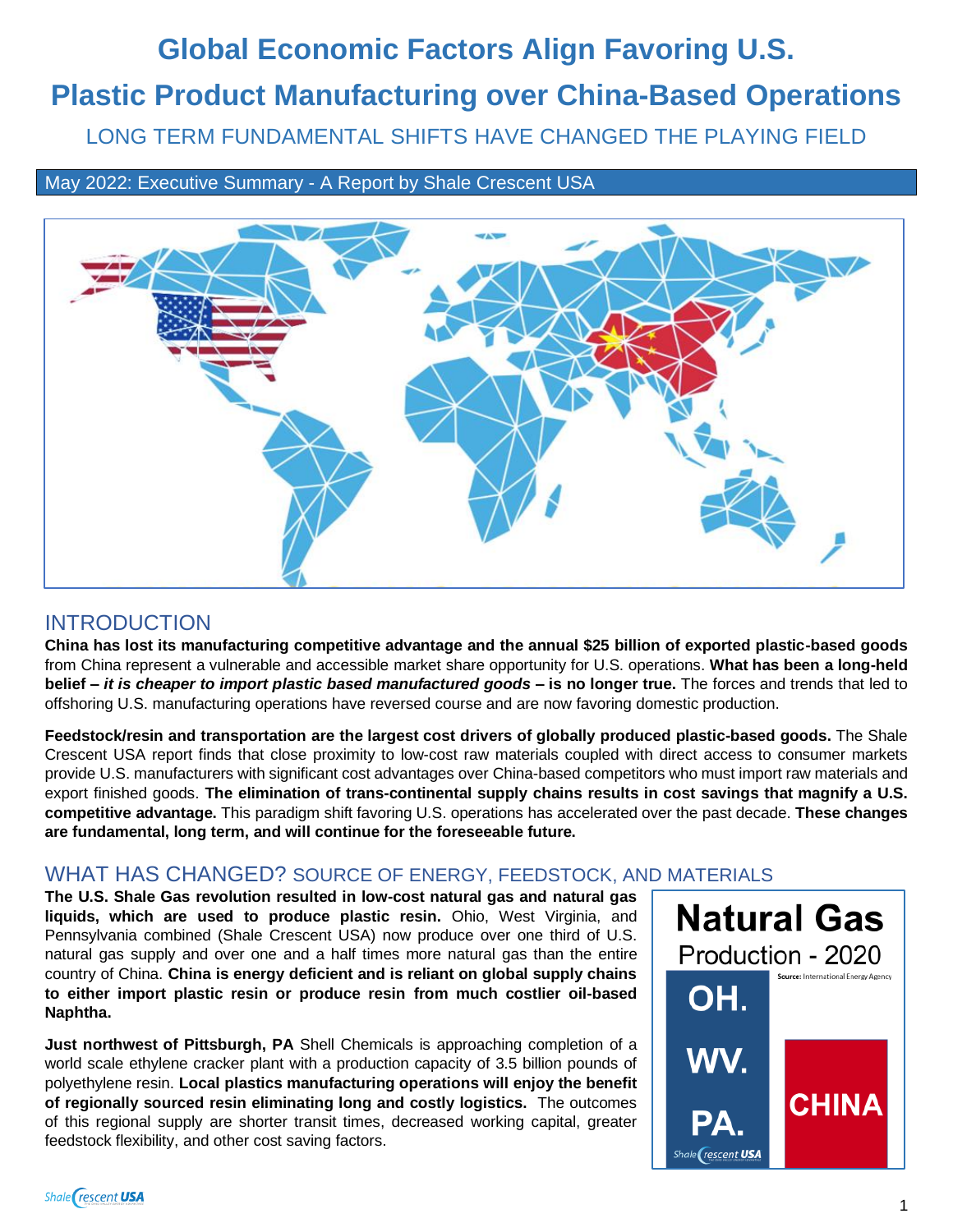# Global Economic Factors Align Favoring U.S. Plastic Product Manufacturing over China-Based Operations

## LONG TERM FUNDAMENTAL SHIFTS HAVE CHANGED THE PLAYING FIELD

May 2022: Executive Summary - A Report by Shale Crescent USA

## INTRODUCTION

**China has lost its manufacturing competitive advantage and the annual $25 billion of exported plastic-based goods** from China represent a vulnerable and accessible market share opportunity for U.S. operations. **What has been a long-held belief –** ***it is cheaper to import plastic based manufactured goods*** **– is no longer true.** The forces and trends that led to offshoring U.S. manufacturing operations have reversed course and are now favoring domestic production.

**Feedstock/resin and transportation are the largest cost drivers of globally produced plastic-based goods.** The Shale Crescent USA report finds that close proximity to low-cost raw materials coupled with direct access to consumer markets provide U.S. manufacturers with significant cost advantages over China-based competitors who must import raw materials and export finished goods. **The elimination of trans-continental supply chains results in cost savings that magnify a U.S. competitive advantage.** This paradigm shift favoring U.S. operations has accelerated over the past decade. **These changes are fundamental, long term, and will continue for the foreseeable future.**

## WHAT HAS CHANGED? SOURCE OF ENERGY, FEEDSTOCK, AND MATERIALS

**The U.S. Shale Gas revolution resulted in low-cost natural gas and natural gas liquids, which are used to produce plastic resin.** Ohio, West Virginia, and Pennsylvania combined (Shale Crescent USA) now produce over one third of U.S. natural gas supply and over one and a half times more natural gas than the entire country of China. **China is energy deficient and is reliant on global supply chains to either import plastic resin or produce resin from much costlier oil-based Naphtha.**

**Just northwest of Pittsburgh, PA** Shell Chemicals is approaching completion of a world scale ethylene cracker plant with a production capacity of 3.5 billion pounds of polyethylene resin. **Local plastics manufacturing operations will enjoy the benefit of regionally sourced resin eliminating long and costly logistics.** The outcomes of this regional supply are shorter transit times, decreased working capital, greater feedstock flexibility, and other cost saving factors.

**Natural Gas Production - 2020**

Source: International Energy Agency

OH. WV. PA. | CHINA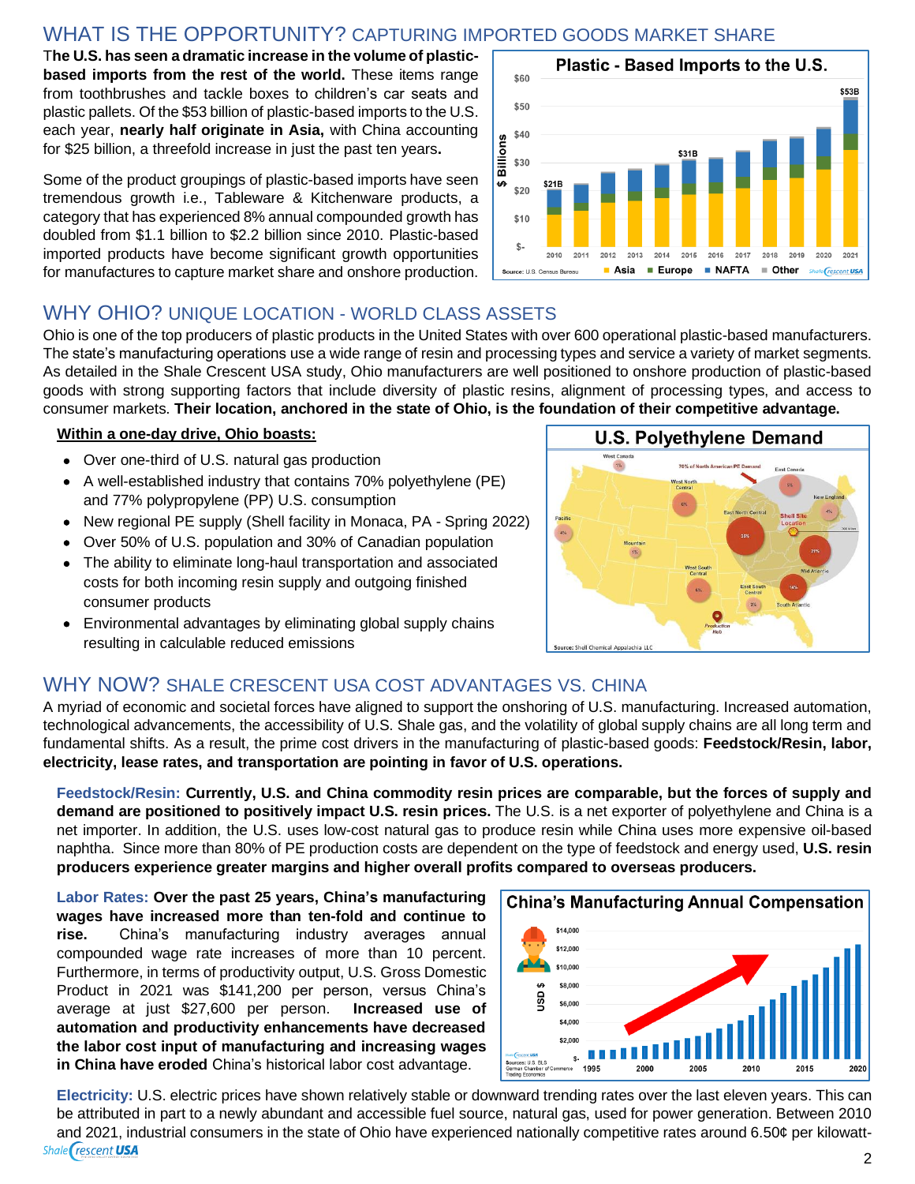## WHAT IS THE OPPORTUNITY? CAPTURING IMPORTED GOODS MARKET SHARE

The **U.S. has seen a dramatic increase in the volume of plastic-based imports from the rest of the world.** These items range from toothbrushes and tackle boxes to children's car seats and plastic pallets. Of the $53 billion of plastic-based imports to the U.S. each year, **nearly half originate in Asia,** with China accounting for $25 billion, a threefold increase in just the past ten years**.**

Some of the product groupings of plastic-based imports have seen tremendous growth i.e., Tableware & Kitchenware products, a category that has experienced 8% annual compounded growth has doubled from $1.1 billion to $2.2 billion since 2010. Plastic-based imported products have become significant growth opportunities for manufactures to capture market share and onshore production.

**Plastic - Based Imports to the U.S.**

Source: U.S. Census Bureau

## WHY OHIO? UNIQUE LOCATION - WORLD CLASS ASSETS

Ohio is one of the top producers of plastic products in the United States with over 600 operational plastic-based manufacturers. The state's manufacturing operations use a wide range of resin and processing types and service a variety of market segments. As detailed in the Shale Crescent USA study, Ohio manufacturers are well positioned to onshore production of plastic-based goods with strong supporting factors that include diversity of plastic resins, alignment of processing types, and access to consumer markets. **Their location, anchored in the state of Ohio, is the foundation of their competitive advantage.**

**Within a one-day drive, Ohio boasts:**

- Over one-third of U.S. natural gas production
- A well-established industry that contains 70% polyethylene (PE) and 77% polypropylene (PP) U.S. consumption
- New regional PE supply (Shell facility in Monaca, PA - Spring 2022)
- Over 50% of U.S. population and 30% of Canadian population
- The ability to eliminate long-haul transportation and associated costs for both incoming resin supply and outgoing finished consumer products
- Environmental advantages by eliminating global supply chains resulting in calculable reduced emissions

**U.S. Polyethylene Demand**

Source: Shell Chemical Appalachia LLC

## WHY NOW? SHALE CRESCENT USA COST ADVANTAGES VS. CHINA

A myriad of economic and societal forces have aligned to support the onshoring of U.S. manufacturing. Increased automation, technological advancements, the accessibility of U.S. Shale gas, and the volatility of global supply chains are all long term and fundamental shifts. As a result, the prime cost drivers in the manufacturing of plastic-based goods: **Feedstock/Resin, labor, electricity, lease rates, and transportation are pointing in favor of U.S. operations.**

**Feedstock/Resin: Currently, U.S. and China commodity resin prices are comparable, but the forces of supply and demand are positioned to positively impact U.S. resin prices.** The U.S. is a net exporter of polyethylene and China is a net importer. In addition, the U.S. uses low-cost natural gas to produce resin while China uses more expensive oil-based naphtha. Since more than 80% of PE production costs are dependent on the type of feedstock and energy used, **U.S. resin producers experience greater margins and higher overall profits compared to overseas producers.**

**Labor Rates: Over the past 25 years, China's manufacturing wages have increased more than ten-fold and continue to rise.** China's manufacturing industry averages annual compounded wage rate increases of more than 10 percent. Furthermore, in terms of productivity output, U.S. Gross Domestic Product in 2021 was $141,200 per person, versus China's average at just $27,600 per person. **Increased use of automation and productivity enhancements have decreased the labor cost input of manufacturing and increasing wages in China have eroded** China's historical labor cost advantage.

**China's Manufacturing Annual Compensation**

Sources: U.S. BLS, German Chamber of Commerce, Trading Economics

**Electricity:** U.S. electric prices have shown relatively stable or downward trending rates over the last eleven years. This can be attributed in part to a newly abundant and accessible fuel source, natural gas, used for power generation. Between 2010 and 2021, industrial consumers in the state of Ohio have experienced nationally competitive rates around 6.50¢ per kilowatt-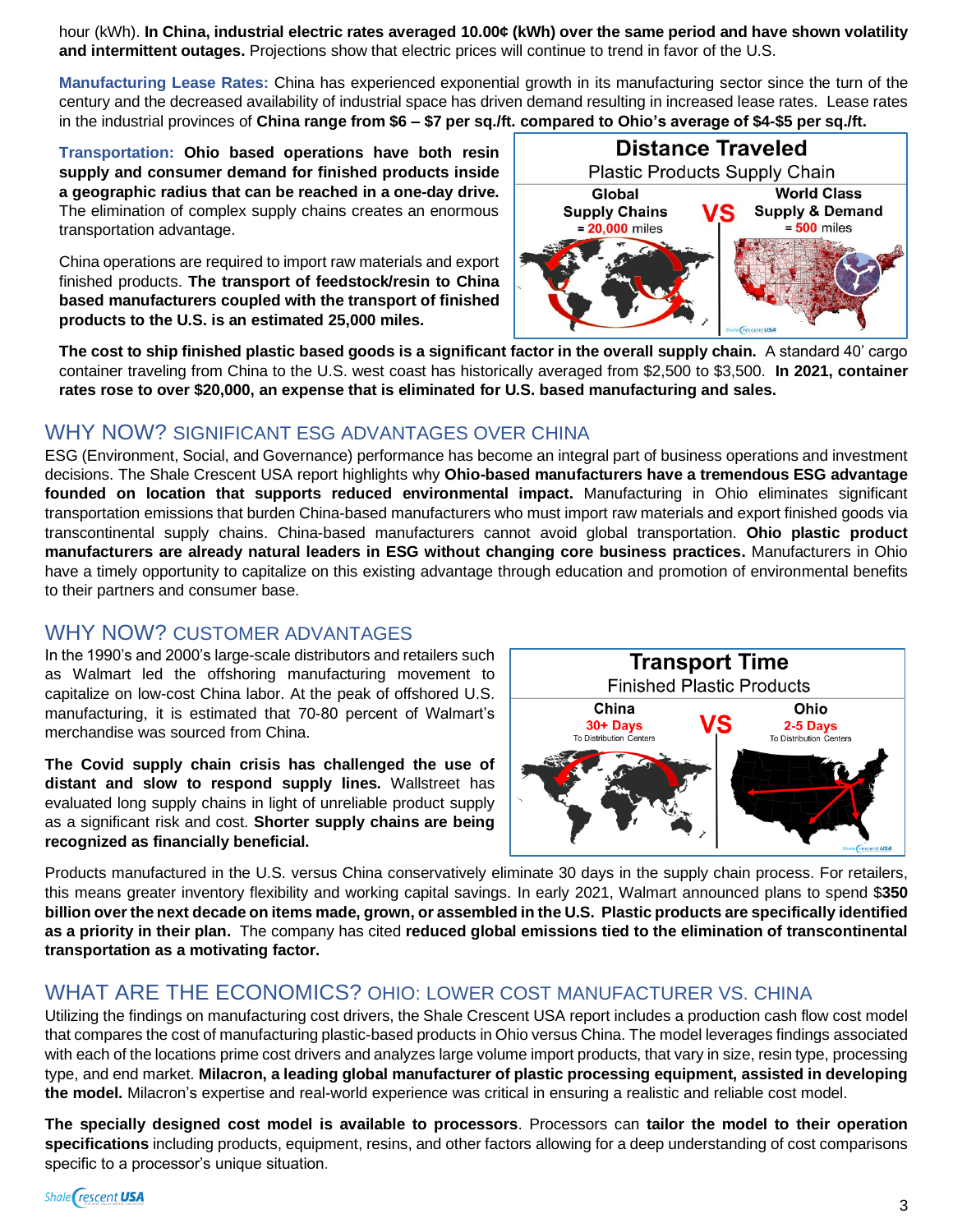hour (kWh). **In China, industrial electric rates averaged 10.00¢ (kWh) over the same period and have shown volatility and intermittent outages.** Projections show that electric prices will continue to trend in favor of the U.S.

**Manufacturing Lease Rates:** China has experienced exponential growth in its manufacturing sector since the turn of the century and the decreased availability of industrial space has driven demand resulting in increased lease rates. Lease rates in the industrial provinces of **China range from $6 – $7 per sq./ft. compared to Ohio's average of $4-$5 per sq./ft.**

**Transportation:** **Ohio based operations have both resin supply and consumer demand for finished products inside a geographic radius that can be reached in a one-day drive.** The elimination of complex supply chains creates an enormous transportation advantage.

China operations are required to import raw materials and export finished products. **The transport of feedstock/resin to China based manufacturers coupled with the transport of finished products to the U.S. is an estimated 25,000 miles.**

**Distance Traveled**
Plastic Products Supply Chain
**Global Supply Chains** = 20,000 miles **VS** **World Class Supply & Demand** = 500 miles

**The cost to ship finished plastic based goods is a significant factor in the overall supply chain.** A standard 40' cargo container traveling from China to the U.S. west coast has historically averaged from $2,500 to $3,500. **In 2021, container rates rose to over $20,000, an expense that is eliminated for U.S. based manufacturing and sales.**

## WHY NOW? SIGNIFICANT ESG ADVANTAGES OVER CHINA

ESG (Environment, Social, and Governance) performance has become an integral part of business operations and investment decisions. The Shale Crescent USA report highlights why **Ohio-based manufacturers have a tremendous ESG advantage founded on location that supports reduced environmental impact.** Manufacturing in Ohio eliminates significant transportation emissions that burden China-based manufacturers who must import raw materials and export finished goods via transcontinental supply chains. China-based manufacturers cannot avoid global transportation. **Ohio plastic product manufacturers are already natural leaders in ESG without changing core business practices.** Manufacturers in Ohio have a timely opportunity to capitalize on this existing advantage through education and promotion of environmental benefits to their partners and consumer base.

## WHY NOW? CUSTOMER ADVANTAGES

In the 1990's and 2000's large-scale distributors and retailers such as Walmart led the offshoring manufacturing movement to capitalize on low-cost China labor. At the peak of offshored U.S. manufacturing, it is estimated that 70-80 percent of Walmart's merchandise was sourced from China.

**The Covid supply chain crisis has challenged the use of distant and slow to respond supply lines.** Wallstreet has evaluated long supply chains in light of unreliable product supply as a significant risk and cost. **Shorter supply chains are being recognized as financially beneficial.**

**Transport Time**
Finished Plastic Products
**China** 30+ Days To Distribution Centers **VS** **Ohio** 2-5 Days To Distribution Centers

Products manufactured in the U.S. versus China conservatively eliminate 30 days in the supply chain process. For retailers, this means greater inventory flexibility and working capital savings. In early 2021, Walmart announced plans to spend $**350 billion over the next decade on items made, grown, or assembled in the U.S. Plastic products are specifically identified as a priority in their plan.** The company has cited **reduced global emissions tied to the elimination of transcontinental transportation as a motivating factor.**

## WHAT ARE THE ECONOMICS? OHIO: LOWER COST MANUFACTURER VS. CHINA

Utilizing the findings on manufacturing cost drivers, the Shale Crescent USA report includes a production cash flow cost model that compares the cost of manufacturing plastic-based products in Ohio versus China. The model leverages findings associated with each of the locations prime cost drivers and analyzes large volume import products, that vary in size, resin type, processing type, and end market. **Milacron, a leading global manufacturer of plastic processing equipment, assisted in developing the model.** Milacron's expertise and real-world experience was critical in ensuring a realistic and reliable cost model.

**The specially designed cost model is available to processors**. Processors can **tailor the model to their operation specifications** including products, equipment, resins, and other factors allowing for a deep understanding of cost comparisons specific to a processor's unique situation.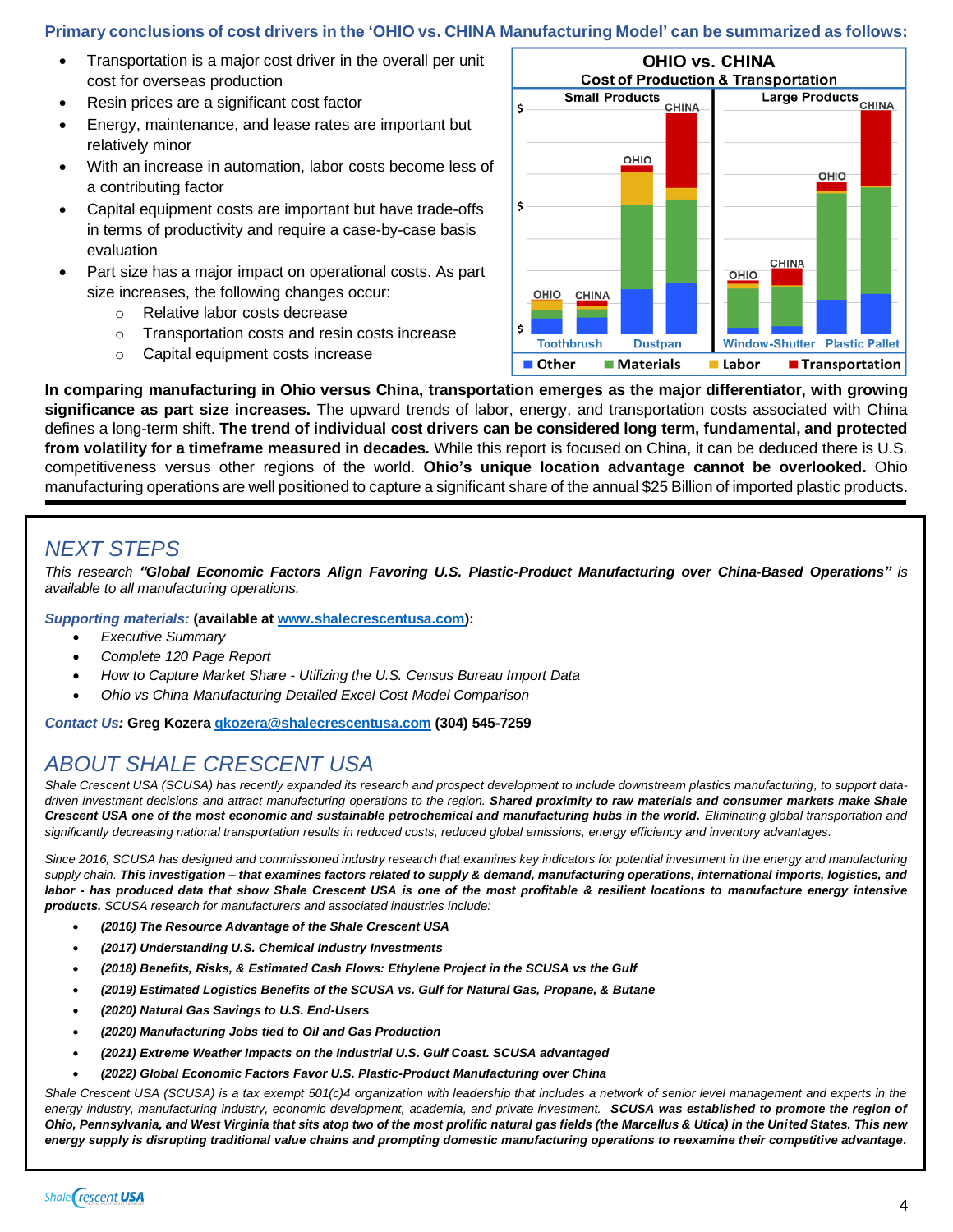**Primary conclusions of cost drivers in the 'OHIO vs. CHINA Manufacturing Model' can be summarized as follows:**

- Transportation is a major cost driver in the overall per unit cost for overseas production
- Resin prices are a significant cost factor
- Energy, maintenance, and lease rates are important but relatively minor
- With an increase in automation, labor costs become less of a contributing factor
- Capital equipment costs are important but have trade-offs in terms of productivity and require a case-by-case basis evaluation
- Part size has a major impact on operational costs. As part size increases, the following changes occur:
  - Relative labor costs decrease
  - Transportation costs and resin costs increase
  - Capital equipment costs increase

OHIO vs. CHINA
Cost of Production & Transportation
Small Products
Large Products
$
$
$
OHIO CHINA OHIO CHINA OHIO CHINA OHIO CHINA
Toothbrush Dustpan Window-Shutter Plastic Pallet
Other Materials Labor Transportation

**In comparing manufacturing in Ohio versus China, transportation emerges as the major differentiator, with growing significance as part size increases.** The upward trends of labor, energy, and transportation costs associated with China defines a long-term shift. **The trend of individual cost drivers can be considered long term, fundamental, and protected from volatility for a timeframe measured in decades.** While this report is focused on China, it can be deduced there is U.S. competitiveness versus other regions of the world. **Ohio's unique location advantage cannot be overlooked.** Ohio manufacturing operations are well positioned to capture a significant share of the annual $25 Billion of imported plastic products.

## NEXT STEPS

*This research **"Global Economic Factors Align Favoring U.S. Plastic-Product Manufacturing over China-Based Operations"** is available to all manufacturing operations.*

***Supporting materials:*** **(available at www.shalecrescentusa.com):**

- *Executive Summary*
- *Complete 120 Page Report*
- *How to Capture Market Share - Utilizing the U.S. Census Bureau Import Data*
- *Ohio vs China Manufacturing Detailed Excel Cost Model Comparison*

***Contact Us:*** **Greg Kozera gkozera@shalecrescentusa.com (304) 545-7259**

## ABOUT SHALE CRESCENT USA

*Shale Crescent USA (SCUSA) has recently expanded its research and prospect development to include downstream plastics manufacturing, to support data-driven investment decisions and attract manufacturing operations to the region. **Shared proximity to raw materials and consumer markets make Shale Crescent USA one of the most economic and sustainable petrochemical and manufacturing hubs in the world.** Eliminating global transportation and significantly decreasing national transportation results in reduced costs, reduced global emissions, energy efficiency and inventory advantages.*

*Since 2016, SCUSA has designed and commissioned industry research that examines key indicators for potential investment in the energy and manufacturing supply chain. **This investigation – that examines factors related to supply & demand, manufacturing operations, international imports, logistics, and labor - has produced data that show Shale Crescent USA is one of the most profitable & resilient locations to manufacture energy intensive products.** SCUSA research for manufacturers and associated industries include:*

- ***(2016) The Resource Advantage of the Shale Crescent USA***
- ***(2017) Understanding U.S. Chemical Industry Investments***
- ***(2018) Benefits, Risks, & Estimated Cash Flows: Ethylene Project in the SCUSA vs the Gulf***
- ***(2019) Estimated Logistics Benefits of the SCUSA vs. Gulf for Natural Gas, Propane, & Butane***
- ***(2020) Natural Gas Savings to U.S. End-Users***
- ***(2020) Manufacturing Jobs tied to Oil and Gas Production***
- ***(2021) Extreme Weather Impacts on the Industrial U.S. Gulf Coast. SCUSA advantaged***
- ***(2022) Global Economic Factors Favor U.S. Plastic-Product Manufacturing over China***

*Shale Crescent USA (SCUSA) is a tax exempt 501(c)4 organization with leadership that includes a network of senior level management and experts in the energy industry, manufacturing industry, economic development, academia, and private investment. **SCUSA was established to promote the region of Ohio, Pennsylvania, and West Virginia that sits atop two of the most prolific natural gas fields (the Marcellus & Utica) in the United States. This new energy supply is disrupting traditional value chains and prompting domestic manufacturing operations to reexamine their competitive advantage.***